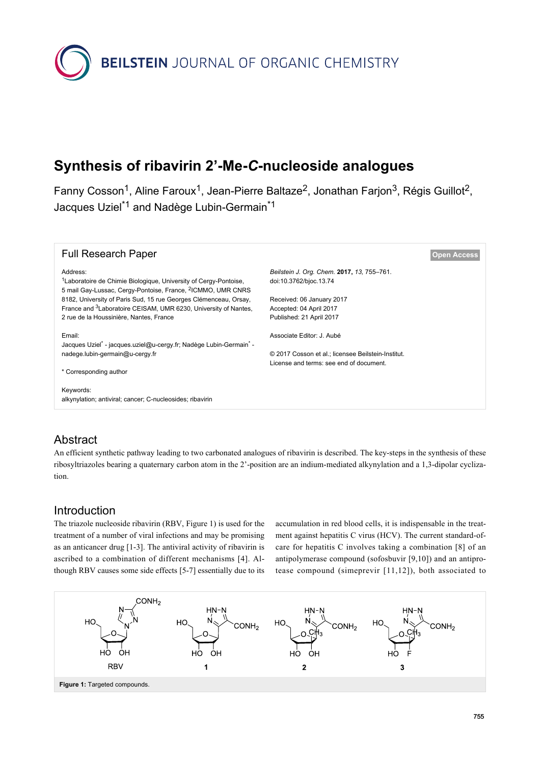# Synthesis of ribavirin 2'-Me-*C*-nucleoside analogues

Fanny Cosson[1], Aline Faroux[1], Jean-Pierre Baltaze[2], Jonathan Farjon[3], Régis Guillot[2], Jacques Uziel*[1] and Nadège Lubin-Germain*[1]

## Full Research Paper

Open Access

Address:
[1]Laboratoire de Chimie Biologique, University of Cergy-Pontoise, 5 mail Gay-Lussac, Cergy-Pontoise, France, [2]ICMMO, UMR CNRS 8182, University of Paris Sud, 15 rue Georges Clémenceau, Orsay, France and [3]Laboratoire CEISAM, UMR 6230, University of Nantes, 2 rue de la Houssinière, Nantes, France

Email:
Jacques Uziel* - jacques.uziel@u-cergy.fr; Nadège Lubin-Germain* - nadege.lubin-germain@u-cergy.fr

* Corresponding author

Keywords:
alkynylation; antiviral; cancer; C-nucleosides; ribavirin

*Beilstein J. Org. Chem.* **2017,** *13,* 755–761.
doi:10.3762/bjoc.13.74

Received: 06 January 2017
Accepted: 04 April 2017
Published: 21 April 2017

Associate Editor: J. Aubé

© 2017 Cosson et al.; licensee Beilstein-Institut.
License and terms: see end of document.

## Abstract

An efficient synthetic pathway leading to two carbonated analogues of ribavirin is described. The key-steps in the synthesis of these ribosyltriazoles bearing a quaternary carbon atom in the 2'-position are an indium-mediated alkynylation and a 1,3-dipolar cyclization.

## Introduction

The triazole nucleoside ribavirin (RBV, Figure 1) is used for the treatment of a number of viral infections and may be promising as an anticancer drug [1-3]. The antiviral activity of ribavirin is ascribed to a combination of different mechanisms [4]. Although RBV causes some side effects [5-7] essentially due to its accumulation in red blood cells, it is indispensable in the treatment against hepatitis C virus (HCV). The current standard-of-care for hepatitis C involves taking a combination [8] of an antipolymerase compound (sofosbuvir [9,10]) and an antiprotease compound (simeprevir [11,12]), both associated to

Figure 1: Targeted compounds.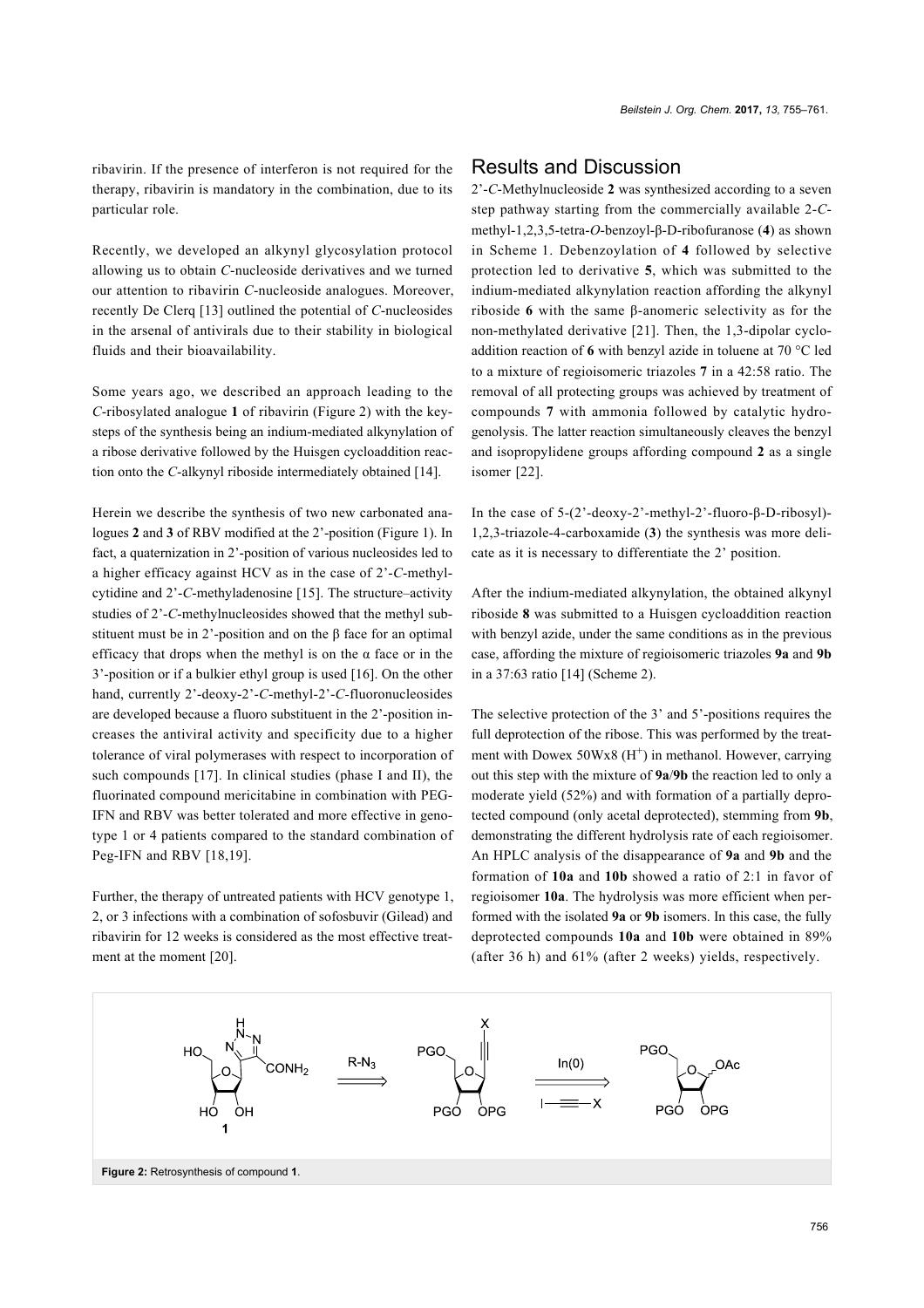ribavirin. If the presence of interferon is not required for the therapy, ribavirin is mandatory in the combination, due to its particular role.

Recently, we developed an alkynyl glycosylation protocol allowing us to obtain *C*-nucleoside derivatives and we turned our attention to ribavirin *C*-nucleoside analogues. Moreover, recently De Clerq [13] outlined the potential of *C*-nucleosides in the arsenal of antivirals due to their stability in biological fluids and their bioavailability.

Some years ago, we described an approach leading to the *C*-ribosylated analogue **1** of ribavirin (Figure 2) with the key-steps of the synthesis being an indium-mediated alkynylation of a ribose derivative followed by the Huisgen cycloaddition reaction onto the *C*-alkynyl riboside intermediately obtained [14].

Herein we describe the synthesis of two new carbonated analogues **2** and **3** of RBV modified at the 2'-position (Figure 1). In fact, a quaternization in 2'-position of various nucleosides led to a higher efficacy against HCV as in the case of 2'-*C*-methylcytidine and 2'-*C*-methyladenosine [15]. The structure–activity studies of 2'-*C*-methylnucleosides showed that the methyl substituent must be in 2'-position and on the β face for an optimal efficacy that drops when the methyl is on the α face or in the 3'-position or if a bulkier ethyl group is used [16]. On the other hand, currently 2'-deoxy-2'-*C*-methyl-2'-*C*-fluoronucleosides are developed because a fluoro substituent in the 2'-position increases the antiviral activity and specificity due to a higher tolerance of viral polymerases with respect to incorporation of such compounds [17]. In clinical studies (phase I and II), the fluorinated compound mericitabine in combination with PEG-IFN and RBV was better tolerated and more effective in genotype 1 or 4 patients compared to the standard combination of Peg-IFN and RBV [18,19].

Further, the therapy of untreated patients with HCV genotype 1, 2, or 3 infections with a combination of sofosbuvir (Gilead) and ribavirin for 12 weeks is considered as the most effective treatment at the moment [20].

## Results and Discussion

2'-*C*-Methylnucleoside **2** was synthesized according to a seven step pathway starting from the commercially available 2-*C*-methyl-1,2,3,5-tetra-*O*-benzoyl-β-D-ribofuranose (**4**) as shown in Scheme 1. Debenzoylation of **4** followed by selective protection led to derivative **5**, which was submitted to the indium-mediated alkynylation reaction affording the alkynyl riboside **6** with the same β-anomeric selectivity as for the non-methylated derivative [21]. Then, the 1,3-dipolar cycloaddition reaction of **6** with benzyl azide in toluene at 70 °C led to a mixture of regioisomeric triazoles **7** in a 42:58 ratio. The removal of all protecting groups was achieved by treatment of compounds **7** with ammonia followed by catalytic hydrogenolysis. The latter reaction simultaneously cleaves the benzyl and isopropylidene groups affording compound **2** as a single isomer [22].

In the case of 5-(2'-deoxy-2'-methyl-2'-fluoro-β-D-ribosyl)-1,2,3-triazole-4-carboxamide (**3**) the synthesis was more delicate as it is necessary to differentiate the 2' position.

After the indium-mediated alkynylation, the obtained alkynyl riboside **8** was submitted to a Huisgen cycloaddition reaction with benzyl azide, under the same conditions as in the previous case, affording the mixture of regioisomeric triazoles **9a** and **9b** in a 37:63 ratio [14] (Scheme 2).

The selective protection of the 3' and 5'-positions requires the full deprotection of the ribose. This was performed by the treatment with Dowex 50Wx8 ($H^+$) in methanol. However, carrying out this step with the mixture of **9a**/**9b** the reaction led to only a moderate yield (52%) and with formation of a partially deprotected compound (only acetal deprotected), stemming from **9b**, demonstrating the different hydrolysis rate of each regioisomer. An HPLC analysis of the disappearance of **9a** and **9b** and the formation of **10a** and **10b** showed a ratio of 2:1 in favor of regioisomer **10a**. The hydrolysis was more efficient when performed with the isolated **9a** or **9b** isomers. In this case, the fully deprotected compounds **10a** and **10b** were obtained in 89% (after 36 h) and 61% (after 2 weeks) yields, respectively.

**Figure 2:** Retrosynthesis of compound **1**.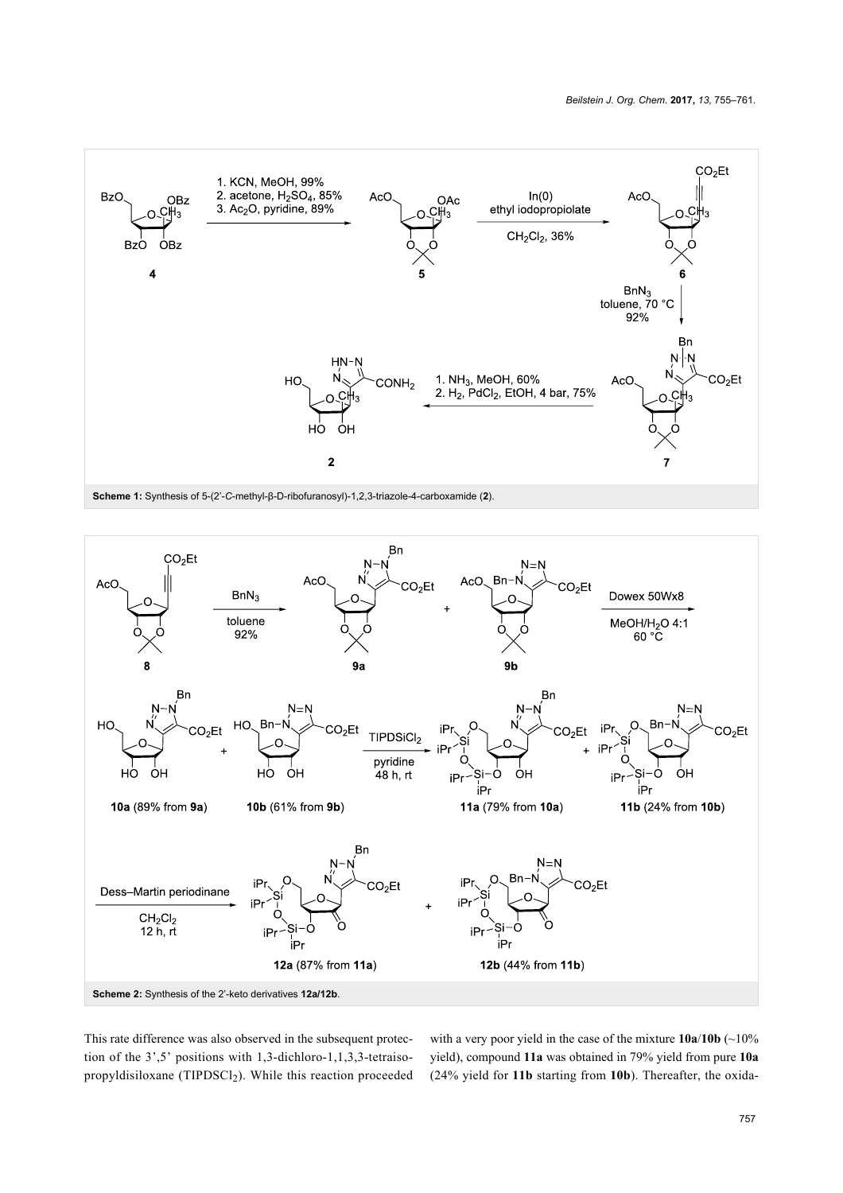**Scheme 1:** Synthesis of 5-(2'-*C*-methyl-β-D-ribofuranosyl)-1,2,3-triazole-4-carboxamide (**2**).

**Scheme 2:** Synthesis of the 2'-keto derivatives **12a**/**12b**.

This rate difference was also observed in the subsequent protection of the 3',5' positions with 1,3-dichloro-1,1,3,3-tetraisopropyldisiloxane ($TIPDSCl_2$). While this reaction proceeded with a very poor yield in the case of the mixture **10a**/**10b** (~10% yield), compound **11a** was obtained in 79% yield from pure **10a** (24% yield for **11b** starting from **10b**). Thereafter, the oxida-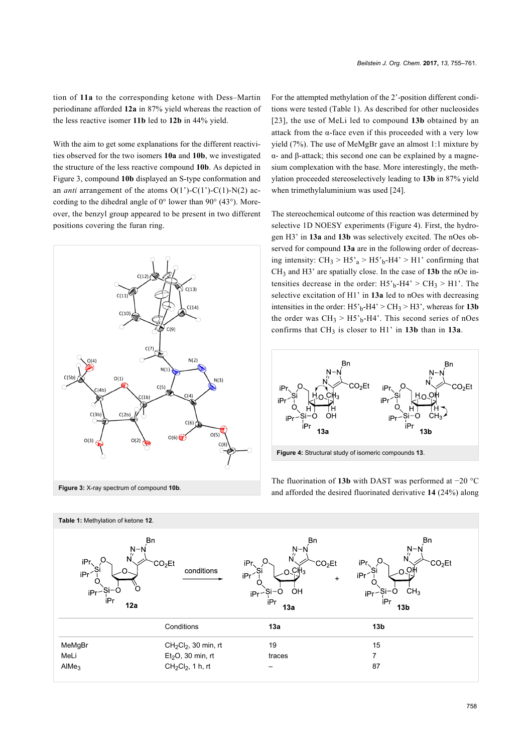tion of **11a** to the corresponding ketone with Dess–Martin periodinane afforded **12a** in 87% yield whereas the reaction of the less reactive isomer **11b** led to **12b** in 44% yield.

With the aim to get some explanations for the different reactivities observed for the two isomers **10a** and **10b**, we investigated the structure of the less reactive compound **10b**. As depicted in Figure 3, compound **10b** displayed an S-type conformation and an *anti* arrangement of the atoms O(1')-C(1')-C(1)-N(2) according to the dihedral angle of 0° lower than 90° (43°). Moreover, the benzyl group appeared to be present in two different positions covering the furan ring.

**Figure 3:** X-ray spectrum of compound **10b**.

For the attempted methylation of the 2'-position different conditions were tested (Table 1). As described for other nucleosides [23], the use of MeLi led to compound **13b** obtained by an attack from the α-face even if this proceeded with a very low yield (7%). The use of MeMgBr gave an almost 1:1 mixture by α- and β-attack; this second one can be explained by a magnesium complexation with the base. More interestingly, the methylation proceeded stereoselectively leading to **13b** in 87% yield when trimethylaluminium was used [24].

The stereochemical outcome of this reaction was determined by selective 1D NOESY experiments (Figure 4). First, the hydrogen H3' in **13a** and **13b** was selectively excited. The nOes observed for compound **13a** are in the following order of decreasing intensity: $CH_3$ > H5'$_a$ > H5'$_b$-H4' > H1' confirming that $CH_3$ and H3' are spatially close. In the case of **13b** the nOe intensities decrease in the order: H5'$_b$-H4' > $CH_3$ > H1'. The selective excitation of H1' in **13a** led to nOes with decreasing intensities in the order: H5'$_b$-H4' > $CH_3$ > H3', whereas for **13b** the order was $CH_3$ > H5'$_b$-H4'. This second series of nOes confirms that $CH_3$ is closer to H1' in **13b** than in **13a**.

**Figure 4:** Structural study of isomeric compounds **13**.

The fluorination of **13b** with DAST was performed at −20 °C and afforded the desired fluorinated derivative **14** (24%) along

**Table 1:** Methylation of ketone **12**.

| | Conditions | 13a | 13b |
|---|---|---|---|
| MeMgBr | $CH_2Cl_2$, 30 min, rt | 19 | 15 |
| MeLi | $Et_2O$, 30 min, rt | traces | 7 |
| $AlMe_3$ | $CH_2Cl_2$, 1 h, rt | – | 87 |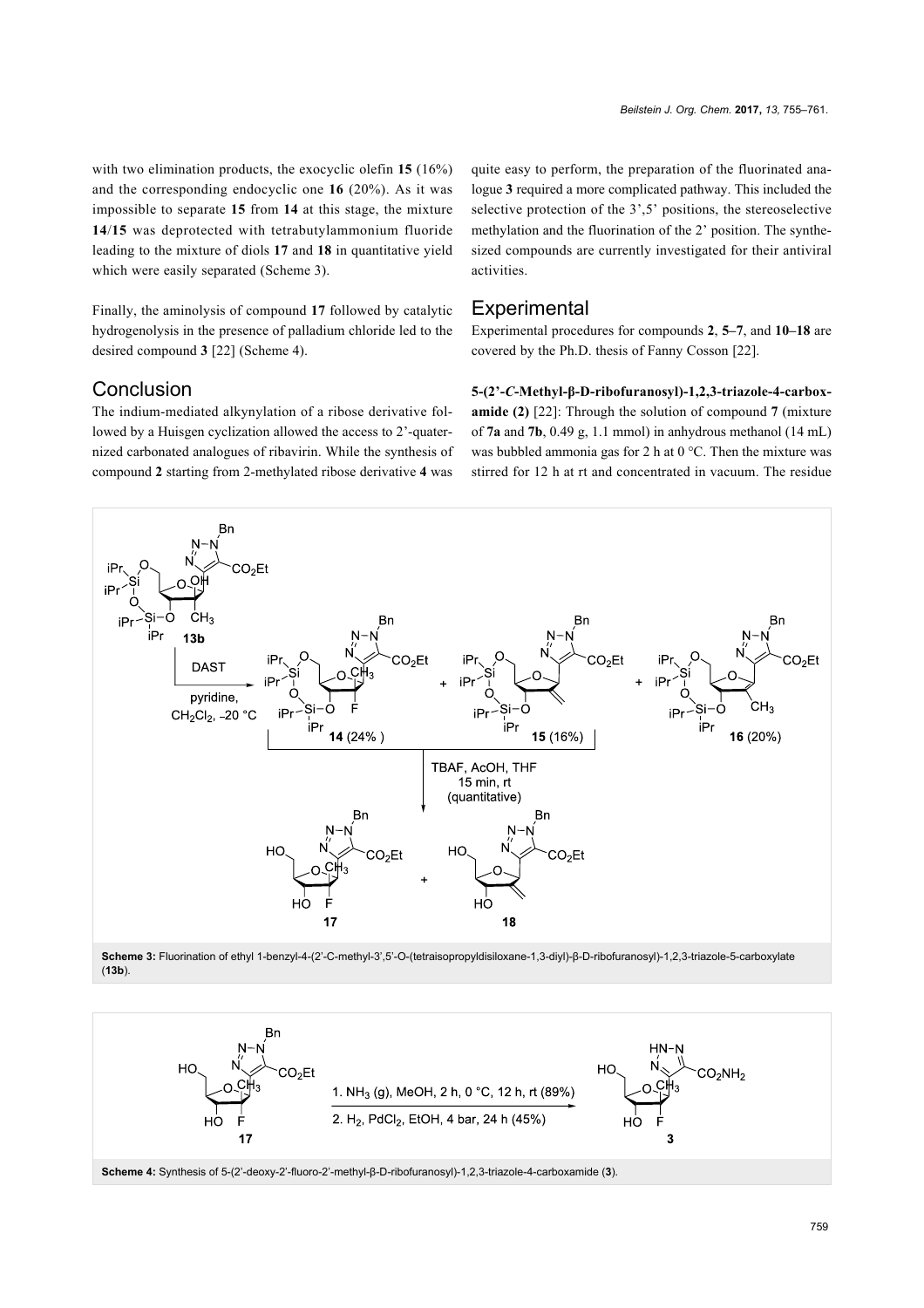with two elimination products, the exocyclic olefin **15** (16%) and the corresponding endocyclic one **16** (20%). As it was impossible to separate **15** from **14** at this stage, the mixture **14**/**15** was deprotected with tetrabutylammonium fluoride leading to the mixture of diols **17** and **18** in quantitative yield which were easily separated (Scheme 3).

Finally, the aminolysis of compound **17** followed by catalytic hydrogenolysis in the presence of palladium chloride led to the desired compound **3** [22] (Scheme 4).

## Conclusion

The indium-mediated alkynylation of a ribose derivative followed by a Huisgen cyclization allowed the access to 2'-quaternized carbonated analogues of ribavirin. While the synthesis of compound **2** starting from 2-methylated ribose derivative **4** was quite easy to perform, the preparation of the fluorinated analogue **3** required a more complicated pathway. This included the selective protection of the 3',5' positions, the stereoselective methylation and the fluorination of the 2' position. The synthesized compounds are currently investigated for their antiviral activities.

## Experimental

Experimental procedures for compounds **2**, **5–7**, and **10–18** are covered by the Ph.D. thesis of Fanny Cosson [22].

**5-(2'-*C*-Methyl-β-D-ribofuranosyl)-1,2,3-triazole-4-carboxamide (2)** [22]: Through the solution of compound **7** (mixture of **7a** and **7b**, 0.49 g, 1.1 mmol) in anhydrous methanol (14 mL) was bubbled ammonia gas for 2 h at 0 °C. Then the mixture was stirred for 12 h at rt and concentrated in vacuum. The residue

**Scheme 3:** Fluorination of ethyl 1-benzyl-4-(2'-C-methyl-3',5'-O-(tetraisopropyldisiloxane-1,3-diyl)-β-D-ribofuranosyl)-1,2,3-triazole-5-carboxylate (**13b**).

**Scheme 4:** Synthesis of 5-(2'-deoxy-2'-fluoro-2'-methyl-β-D-ribofuranosyl)-1,2,3-triazole-4-carboxamide (**3**).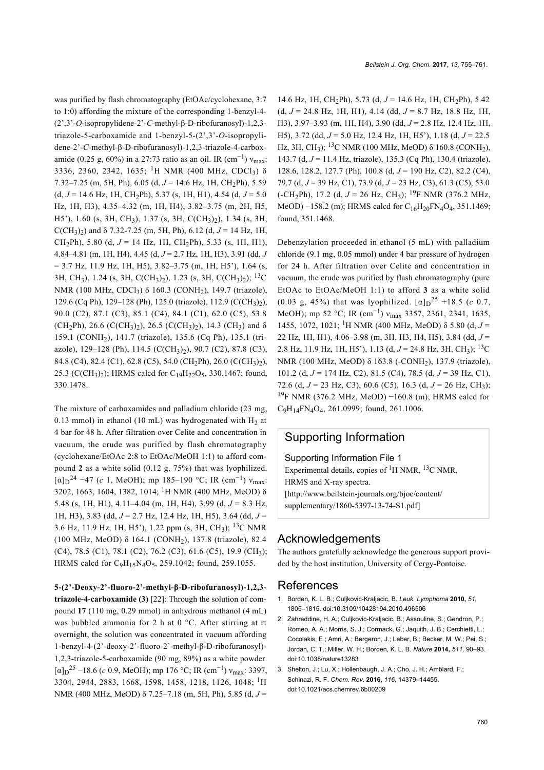was purified by flash chromatography (EtOAc/cyclohexane, 3:7 to 1:0) affording the mixture of the corresponding 1-benzyl-4-(2',3'-*O*-isopropylidene-2'-*C*-methyl-β-D-ribofuranosyl)-1,2,3-triazole-5-carboxamide and 1-benzyl-5-(2',3'-*O*-isopropylidene-2'-*C*-methyl-β-D-ribofuranosyl)-1,2,3-triazole-4-carboxamide (0.25 g, 60%) in a 27:73 ratio as an oil. IR ($cm^{-1}$) $\nu_{max}$: 3336, 2360, 2342, 1635; $^1H$ NMR (400 MHz, $CDCl_3$) δ 7.32–7.25 (m, 5H, Ph), 6.05 (d, $J$ = 14.6 Hz, 1H, $CH_2Ph$), 5.59 (d, $J$ = 14.6 Hz, 1H, $CH_2Ph$), 5.37 (s, 1H, H1), 4.54 (d, $J$ = 5.0 Hz, 1H, H3), 4.35–4.32 (m, 1H, H4), 3.82–3.75 (m, 2H, H5, H5'), 1.60 (s, 3H, $CH_3$), 1.37 (s, 3H, $C(CH_3)_2$), 1.34 (s, 3H, $C(CH_3)_2$) and δ 7.32-7.25 (m, 5H, Ph), 6.12 (d, $J$ = 14 Hz, 1H, $CH_2Ph$), 5.80 (d, $J$ = 14 Hz, 1H, $CH_2Ph$), 5.33 (s, 1H, H1), 4.84–4.81 (m, 1H, H4), 4.45 (d, $J$ = 2.7 Hz, 1H, H3), 3.91 (dd, $J$ = 3.7 Hz, 11.9 Hz, 1H, H5), 3.82–3.75 (m, 1H, H5'), 1.64 (s, 3H, $CH_3$), 1.24 (s, 3H, $C(CH_3)_2$), 1.23 (s, 3H, $C(CH_3)_2$); $^{13}C$ NMR (100 MHz, $CDCl_3$) δ 160.3 ($CONH_2$), 149.7 (triazole), 129.6 (Cq Ph), 129–128 (Ph), 125.0 (triazole), 112.9 ($C(CH_3)_2$), 90.0 (C2), 87.1 (C3), 85.1 (C4), 84.1 (C1), 62.0 (C5), 53.8 ($CH_2Ph$), 26.6 ($C(CH_3)_2$), 26.5 ($C(CH_3)_2$), 14.3 ($CH_3$) and δ 159.1 ($CONH_2$), 141.7 (triazole), 135.6 (Cq Ph), 135.1 (triazole), 129–128 (Ph), 114.5 ($C(CH_3)_2$), 90.7 (C2), 87.8 (C3), 84.8 (C4), 82.4 (C1), 62.8 (C5), 54.0 ($CH_2Ph$), 26.0 ($C(CH_3)_2$), 25.3 ($C(CH_3)_2$); HRMS calcd for $C_{19}H_{22}O_5$, 330.1467; found, 330.1478.

The mixture of carboxamides and palladium chloride (23 mg, 0.13 mmol) in ethanol (10 mL) was hydrogenated with $H_2$ at 4 bar for 48 h. After filtration over Celite and concentration in vacuum, the crude was purified by flash chromatography (cyclohexane/EtOAc 2:8 to EtOAc/MeOH 1:1) to afford compound **2** as a white solid (0.12 g, 75%) that was lyophilized. $[\alpha]_D^{24}$ −47 (*c* 1, MeOH); mp 185–190 °C; IR ($cm^{-1}$) $\nu_{max}$: 3202, 1663, 1604, 1382, 1014; $^1H$ NMR (400 MHz, MeOD) δ 5.48 (s, 1H, H1), 4.11–4.04 (m, 1H, H4), 3.99 (d, $J$ = 8.3 Hz, 1H, H3), 3.83 (dd, $J$ = 2.7 Hz, 12.4 Hz, 1H, H5), 3.64 (dd, $J$ = 3.6 Hz, 11.9 Hz, 1H, H5'), 1.22 ppm (s, 3H, $CH_3$); $^{13}C$ NMR (100 MHz, MeOD) δ 164.1 ($CONH_2$), 137.8 (triazole), 82.4 (C4), 78.5 (C1), 78.1 (C2), 76.2 (C3), 61.6 (C5), 19.9 ($CH_3$); HRMS calcd for $C_9H_{15}N_4O_5$, 259.1042; found, 259.1055.

**5-(2'-Deoxy-2'-fluoro-2'-methyl-β-D-ribofuranosyl)-1,2,3-triazole-4-carboxamide (3)** [22]: Through the solution of compound **17** (110 mg, 0.29 mmol) in anhydrous methanol (4 mL) was bubbled ammonia for 2 h at 0 °C. After stirring at rt overnight, the solution was concentrated in vacuum affording 1-benzyl-4-(2'-deoxy-2'-fluoro-2'-methyl-β-D-ribofuranosyl)-1,2,3-triazole-5-carboxamide (90 mg, 89%) as a white powder. $[\alpha]_D^{25}$ −18.6 (*c* 0.9, MeOH); mp 176 °C; IR ($cm^{-1}$) $\nu_{max}$: 3397, 3304, 2944, 2883, 1668, 1598, 1458, 1218, 1126, 1048; $^1H$ NMR (400 MHz, MeOD) δ 7.25–7.18 (m, 5H, Ph), 5.85 (d, $J$ = 14.6 Hz, 1H, $CH_2Ph$), 5.73 (d, $J$ = 14.6 Hz, 1H, $CH_2Ph$), 5.42 (d, $J$ = 24.8 Hz, 1H, H1), 4.14 (dd, $J$ = 8.7 Hz, 18.8 Hz, 1H, H3), 3.97–3.93 (m, 1H, H4), 3.90 (dd, $J$ = 2.8 Hz, 12.4 Hz, 1H, H5), 3.72 (dd, $J$ = 5.0 Hz, 12.4 Hz, 1H, H5'), 1.18 (d, $J$ = 22.5 Hz, 3H, $CH_3$); $^{13}C$ NMR (100 MHz, MeOD) δ 160.8 ($CONH_2$), 143.7 (d, $J$ = 11.4 Hz, triazole), 135.3 (Cq Ph), 130.4 (triazole), 128.6, 128.2, 127.7 (Ph), 100.8 (d, $J$ = 190 Hz, C2), 82.2 (C4), 79.7 (d, $J$ = 39 Hz, C1), 73.9 (d, $J$ = 23 Hz, C3), 61.3 (C5), 53.0 ($-CH_2Ph$), 17.2 (d, $J$ = 26 Hz, $CH_3$); $^{19}F$ NMR (376.2 MHz, MeOD) −158.2 (m); HRMS calcd for $C_{16}H_{20}FN_4O_4$, 351.1469; found, 351.1468.

Debenzylation proceeded in ethanol (5 mL) with palladium chloride (9.1 mg, 0.05 mmol) under 4 bar pressure of hydrogen for 24 h. After filtration over Celite and concentration in vacuum, the crude was purified by flash chromatography (pure EtOAc to EtOAc/MeOH 1:1) to afford **3** as a white solid (0.03 g, 45%) that was lyophilized. $[\alpha]_D^{25}$ +18.5 (*c* 0.7, MeOH); mp 52 °C; IR ($cm^{-1}$) $\nu_{max}$ 3357, 2361, 2341, 1635, 1455, 1072, 1021; $^1H$ NMR (400 MHz, MeOD) δ 5.80 (d, $J$ = 22 Hz, 1H, H1), 4.06–3.98 (m, 3H, H3, H4, H5), 3.84 (dd, $J$ = 2.8 Hz, 11.9 Hz, 1H, H5'), 1.13 (d, $J$ = 24.8 Hz, 3H, $CH_3$); $^{13}C$ NMR (100 MHz, MeOD) δ 163.8 ($-CONH_2$), 137.9 (triazole), 101.2 (d, $J$ = 174 Hz, C2), 81.5 (C4), 78.5 (d, $J$ = 39 Hz, C1), 72.6 (d, $J$ = 23 Hz, C3), 60.6 (C5), 16.3 (d, $J$ = 26 Hz, $CH_3$); $^{19}F$ NMR (376.2 MHz, MeOD) −160.8 (m); HRMS calcd for $C_9H_{14}FN_4O_4$, 261.0999; found, 261.1006.

## Supporting Information

Supporting Information File 1
Experimental details, copies of $^1H$ NMR, $^{13}C$ NMR, HRMS and X-ray spectra.
[http://www.beilstein-journals.org/bjoc/content/supplementary/1860-5397-13-74-S1.pdf]

## Acknowledgements

The authors gratefully acknowledge the generous support provided by the host institution, University of Cergy-Pontoise.

## References

1. Borden, K. L. B.; Culjkovic-Kraljacic, B. *Leuk. Lymphoma* **2010,** *51,* 1805–1815. doi:10.3109/10428194.2010.496506
2. Zahreddine, H. A.; Culjkovic-Kraljacic, B.; Assouline, S.; Gendron, P.; Romeo, A. A.; Morris, S. J.; Cormack, G.; Jaquith, J. B.; Cerchietti, L.; Cocolakis, E.; Amri, A.; Bergeron, J.; Leber, B.; Becker, M. W.; Pei, S.; Jordan, C. T.; Miller, W. H.; Borden, K. L. B. *Nature* **2014,** *511,* 90–93. doi:10.1038/nature13283
3. Shelton, J.; Lu, X.; Hollenbaugh, J. A.; Cho, J. H.; Amblard, F.; Schinazi, R. F. *Chem. Rev.* **2016,** *116,* 14379–14455. doi:10.1021/acs.chemrev.6b00209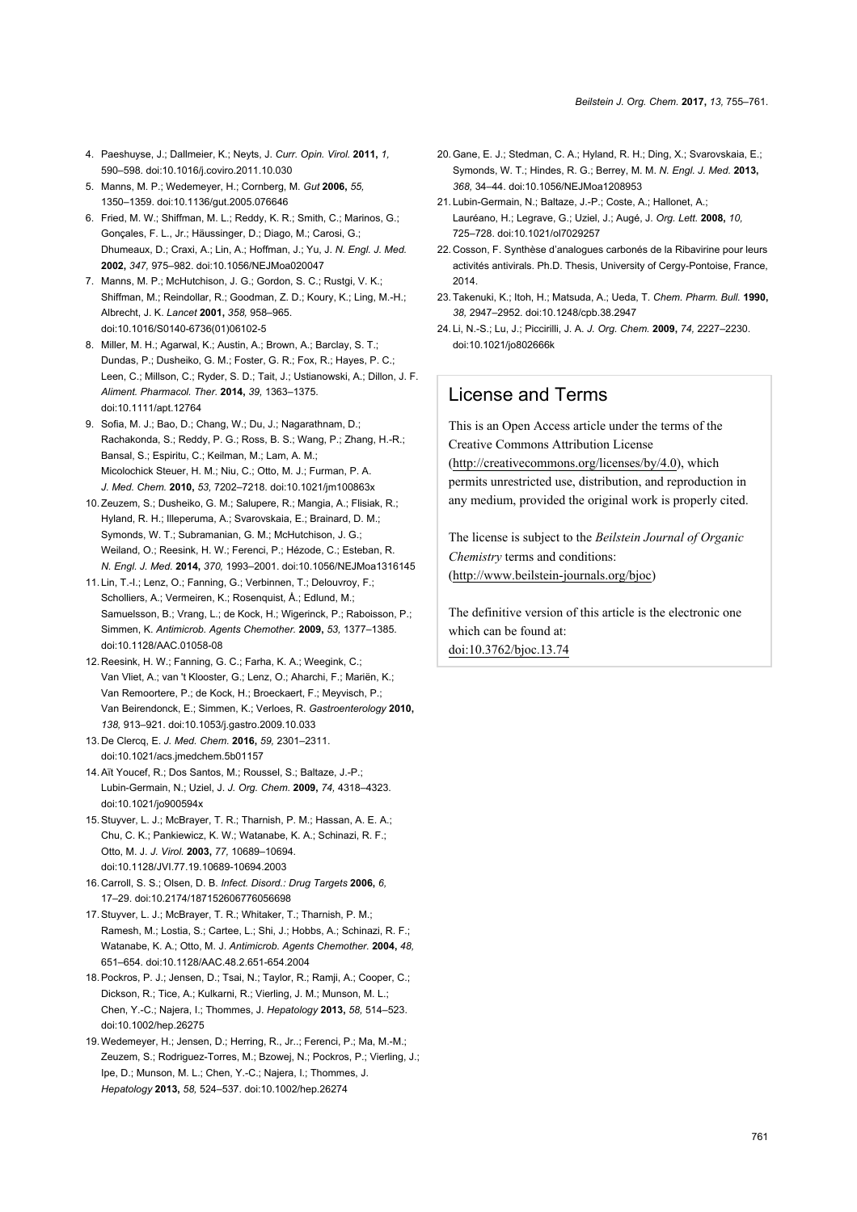4. Paeshuyse, J.; Dallmeier, K.; Neyts, J. *Curr. Opin. Virol.* **2011,** *1,* 590–598. doi:10.1016/j.coviro.2011.10.030
5. Manns, M. P.; Wedemeyer, H.; Cornberg, M. *Gut* **2006,** *55,* 1350–1359. doi:10.1136/gut.2005.076646
6. Fried, M. W.; Shiffman, M. L.; Reddy, K. R.; Smith, C.; Marinos, G.; Gonçales, F. L., Jr.; Häussinger, D.; Diago, M.; Carosi, G.; Dhumeaux, D.; Craxi, A.; Lin, A.; Hoffman, J.; Yu, J. *N. Engl. J. Med.* **2002,** *347,* 975–982. doi:10.1056/NEJMoa020047
7. Manns, M. P.; McHutchison, J. G.; Gordon, S. C.; Rustgi, V. K.; Shiffman, M.; Reindollar, R.; Goodman, Z. D.; Koury, K.; Ling, M.-H.; Albrecht, J. K. *Lancet* **2001,** *358,* 958–965. doi:10.1016/S0140-6736(01)06102-5
8. Miller, M. H.; Agarwal, K.; Austin, A.; Brown, A.; Barclay, S. T.; Dundas, P.; Dusheiko, G. M.; Foster, G. R.; Fox, R.; Hayes, P. C.; Leen, C.; Millson, C.; Ryder, S. D.; Tait, J.; Ustianowski, A.; Dillon, J. F. *Aliment. Pharmacol. Ther.* **2014,** *39,* 1363–1375. doi:10.1111/apt.12764
9. Sofia, M. J.; Bao, D.; Chang, W.; Du, J.; Nagarathnam, D.; Rachakonda, S.; Reddy, P. G.; Ross, B. S.; Wang, P.; Zhang, H.-R.; Bansal, S.; Espiritu, C.; Keilman, M.; Lam, A. M.; Micolochick Steuer, H. M.; Niu, C.; Otto, M. J.; Furman, P. A. *J. Med. Chem.* **2010,** *53,* 7202–7218. doi:10.1021/jm100863x
10. Zeuzem, S.; Dusheiko, G. M.; Salupere, R.; Mangia, A.; Flisiak, R.; Hyland, R. H.; Illeperuma, A.; Svarovskaia, E.; Brainard, D. M.; Symonds, W. T.; Subramanian, G. M.; McHutchison, J. G.; Weiland, O.; Reesink, H. W.; Ferenci, P.; Hézode, C.; Esteban, R. *N. Engl. J. Med.* **2014,** *370,* 1993–2001. doi:10.1056/NEJMoa1316145
11. Lin, T.-I.; Lenz, O.; Fanning, G.; Verbinnen, T.; Delouvroy, F.; Scholliers, A.; Vermeiren, K.; Rosenquist, Å.; Edlund, M.; Samuelsson, B.; Vrang, L.; de Kock, H.; Wigerinck, P.; Raboisson, P.; Simmen, K. *Antimicrob. Agents Chemother.* **2009,** *53,* 1377–1385. doi:10.1128/AAC.01058-08
12. Reesink, H. W.; Fanning, G. C.; Farha, K. A.; Weegink, C.; Van Vliet, A.; van 't Klooster, G.; Lenz, O.; Aharchi, F.; Mariën, K.; Van Remoortere, P.; de Kock, H.; Broeckaert, F.; Meyvisch, P.; Van Beirendonck, E.; Simmen, K.; Verloes, R. *Gastroenterology* **2010,** *138,* 913–921. doi:10.1053/j.gastro.2009.10.033
13. De Clercq, E. *J. Med. Chem.* **2016,** *59,* 2301–2311. doi:10.1021/acs.jmedchem.5b01157
14. Aït Youcef, R.; Dos Santos, M.; Roussel, S.; Baltaze, J.-P.; Lubin-Germain, N.; Uziel, J. *J. Org. Chem.* **2009,** *74,* 4318–4323. doi:10.1021/jo900594x
15. Stuyver, L. J.; McBrayer, T. R.; Tharnish, P. M.; Hassan, A. E. A.; Chu, C. K.; Pankiewicz, K. W.; Watanabe, K. A.; Schinazi, R. F.; Otto, M. J. *J. Virol.* **2003,** *77,* 10689–10694. doi:10.1128/JVI.77.19.10689-10694.2003
16. Carroll, S. S.; Olsen, D. B. *Infect. Disord.: Drug Targets* **2006,** *6,* 17–29. doi:10.2174/187152606776056698
17. Stuyver, L. J.; McBrayer, T. R.; Whitaker, T.; Tharnish, P. M.; Ramesh, M.; Lostia, S.; Cartee, L.; Shi, J.; Hobbs, A.; Schinazi, R. F.; Watanabe, K. A.; Otto, M. J. *Antimicrob. Agents Chemother.* **2004,** *48,* 651–654. doi:10.1128/AAC.48.2.651-654.2004
18. Pockros, P. J.; Jensen, D.; Tsai, N.; Taylor, R.; Ramji, A.; Cooper, C.; Dickson, R.; Tice, A.; Kulkarni, R.; Vierling, J. M.; Munson, M. L.; Chen, Y.-C.; Najera, I.; Thommes, J. *Hepatology* **2013,** *58,* 514–523. doi:10.1002/hep.26275
19. Wedemeyer, H.; Jensen, D.; Herring, R., Jr..; Ferenci, P.; Ma, M.-M.; Zeuzem, S.; Rodriguez-Torres, M.; Bzowej, N.; Pockros, P.; Vierling, J.; Ipe, D.; Munson, M. L.; Chen, Y.-C.; Najera, I.; Thommes, J. *Hepatology* **2013,** *58,* 524–537. doi:10.1002/hep.26274
20. Gane, E. J.; Stedman, C. A.; Hyland, R. H.; Ding, X.; Svarovskaia, E.; Symonds, W. T.; Hindes, R. G.; Berrey, M. M. *N. Engl. J. Med.* **2013,** *368,* 34–44. doi:10.1056/NEJMoa1208953
21. Lubin-Germain, N.; Baltaze, J.-P.; Coste, A.; Hallonet, A.; Lauréano, H.; Legrave, G.; Uziel, J.; Augé, J. *Org. Lett.* **2008,** *10,* 725–728. doi:10.1021/ol7029257
22. Cosson, F. Synthèse d'analogues carbonés de la Ribavirine pour leurs activités antivirals. Ph.D. Thesis, University of Cergy-Pontoise, France, 2014.
23. Takenuki, K.; Itoh, H.; Matsuda, A.; Ueda, T. *Chem. Pharm. Bull.* **1990,** *38,* 2947–2952. doi:10.1248/cpb.38.2947
24. Li, N.-S.; Lu, J.; Piccirilli, J. A. *J. Org. Chem.* **2009,** *74,* 2227–2230. doi:10.1021/jo802666k

## License and Terms

This is an Open Access article under the terms of the Creative Commons Attribution License (http://creativecommons.org/licenses/by/4.0), which permits unrestricted use, distribution, and reproduction in any medium, provided the original work is properly cited.

The license is subject to the *Beilstein Journal of Organic Chemistry* terms and conditions: (http://www.beilstein-journals.org/bjoc)

The definitive version of this article is the electronic one which can be found at: doi:10.3762/bjoc.13.74